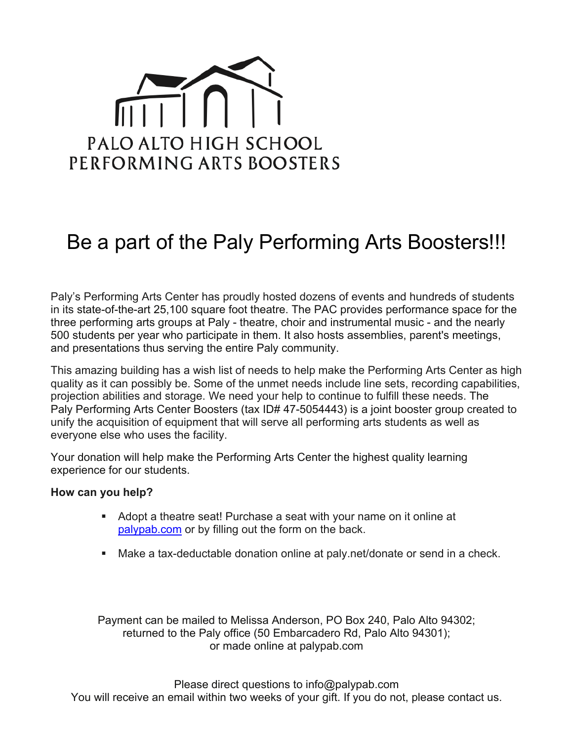PALO ALTO HIGH SCHOOL
PERFORMING ARTS BOOSTERS

# Be a part of the Paly Performing Arts Boosters!!!

Paly's Performing Arts Center has proudly hosted dozens of events and hundreds of students in its state-of-the-art 25,100 square foot theatre. The PAC provides performance space for the three performing arts groups at Paly - theatre, choir and instrumental music - and the nearly 500 students per year who participate in them. It also hosts assemblies, parent's meetings, and presentations thus serving the entire Paly community.

This amazing building has a wish list of needs to help make the Performing Arts Center as high quality as it can possibly be. Some of the unmet needs include line sets, recording capabilities, projection abilities and storage. We need your help to continue to fulfill these needs. The Paly Performing Arts Center Boosters (tax ID# 47-5054443) is a joint booster group created to unify the acquisition of equipment that will serve all performing arts students as well as everyone else who uses the facility.

Your donation will help make the Performing Arts Center the highest quality learning experience for our students.

**How can you help?**

- Adopt a theatre seat! Purchase a seat with your name on it online at [palypab.com](palypab.com) or by filling out the form on the back.
- Make a tax-deductable donation online at paly.net/donate or send in a check.

Payment can be mailed to Melissa Anderson, PO Box 240, Palo Alto 94302;
returned to the Paly office (50 Embarcadero Rd, Palo Alto 94301);
or made online at palypab.com

Please direct questions to info@palypab.com
You will receive an email within two weeks of your gift. If you do not, please contact us.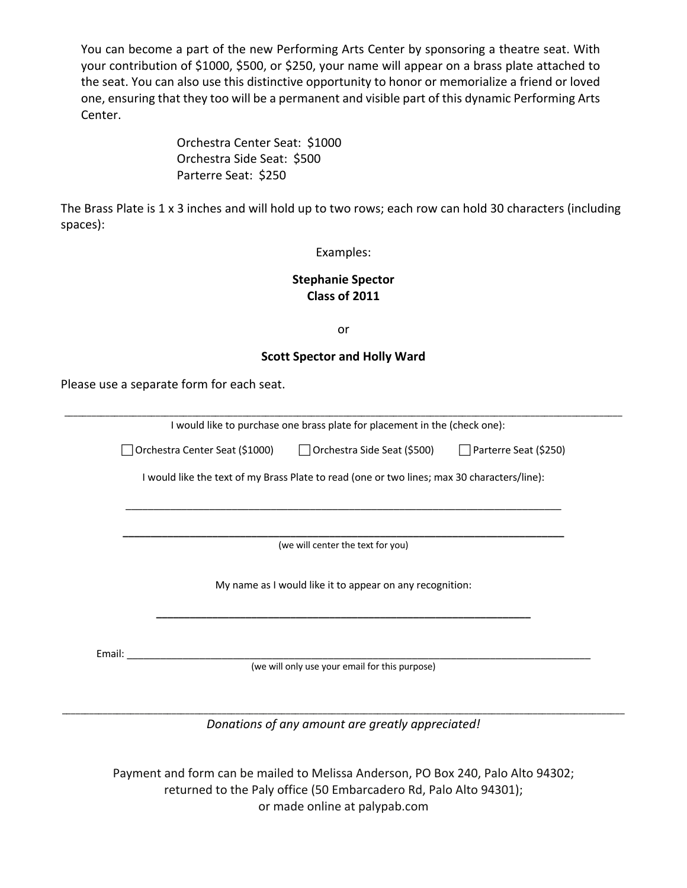You can become a part of the new Performing Arts Center by sponsoring a theatre seat. With your contribution of $1000, $500, or $250, your name will appear on a brass plate attached to the seat. You can also use this distinctive opportunity to honor or memorialize a friend or loved one, ensuring that they too will be a permanent and visible part of this dynamic Performing Arts Center.

Orchestra Center Seat: $1000
Orchestra Side Seat: $500
Parterre Seat: $250

The Brass Plate is 1 x 3 inches and will hold up to two rows; each row can hold 30 characters (including spaces):

Examples:

**Stephanie Spector**
**Class of 2011**

or

**Scott Spector and Holly Ward**

Please use a separate form for each seat.

---

I would like to purchase one brass plate for placement in the (check one):

☐ Orchestra Center Seat ($1000) ☐ Orchestra Side Seat ($500) ☐ Parterre Seat ($250)

I would like the text of my Brass Plate to read (one or two lines; max 30 characters/line):

\_\_\_\_\_\_\_\_\_\_\_\_\_\_\_\_\_\_\_\_\_\_\_\_\_\_\_\_\_\_\_\_\_\_\_\_\_\_\_\_\_\_\_\_\_\_\_\_

\_\_\_\_\_\_\_\_\_\_\_\_\_\_\_\_\_\_\_\_\_\_\_\_\_\_\_\_\_\_\_\_\_\_\_\_\_\_\_\_\_\_\_\_\_\_\_\_

(we will center the text for you)

My name as I would like it to appear on any recognition:

\_\_\_\_\_\_\_\_\_\_\_\_\_\_\_\_\_\_\_\_\_\_\_\_\_\_\_\_\_\_\_\_\_\_\_\_\_\_\_\_\_\_

Email: \_\_\_\_\_\_\_\_\_\_\_\_\_\_\_\_\_\_\_\_\_\_\_\_\_\_\_\_\_\_\_\_\_\_\_\_\_\_\_\_\_\_\_\_\_\_\_\_

(we will only use your email for this purpose)

---

*Donations of any amount are greatly appreciated!*

Payment and form can be mailed to Melissa Anderson, PO Box 240, Palo Alto 94302;
returned to the Paly office (50 Embarcadero Rd, Palo Alto 94301);
or made online at palypab.com